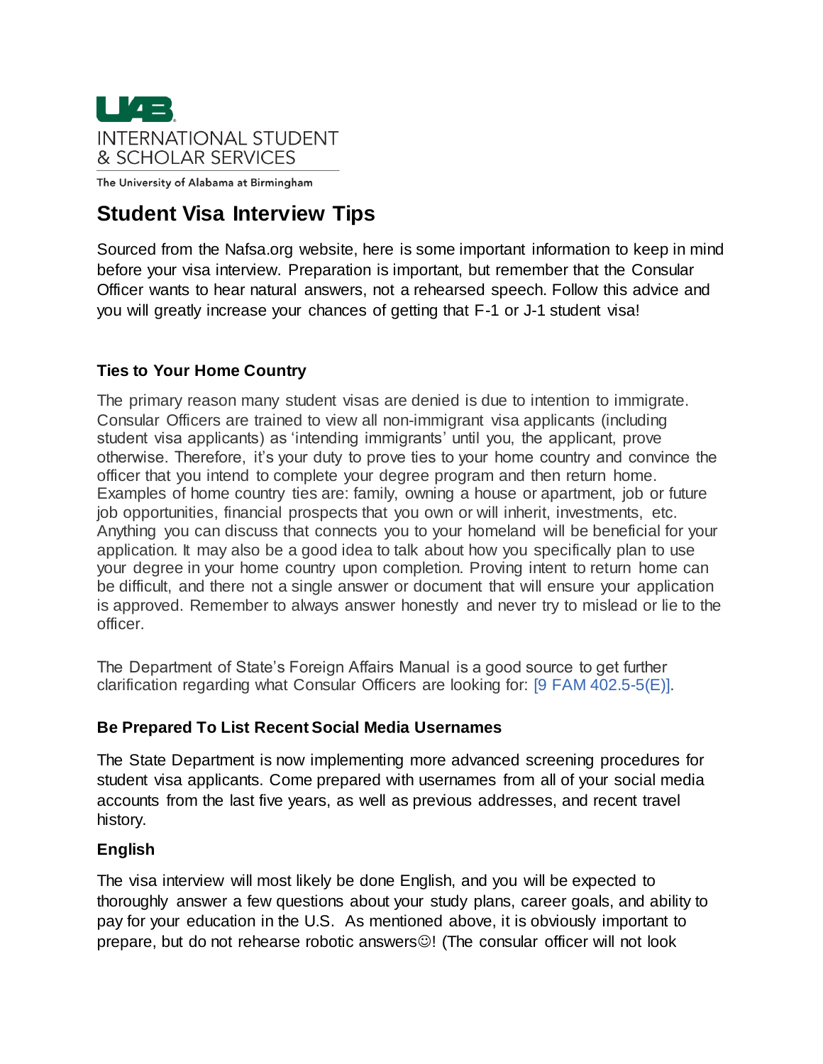UAB

INTERNATIONAL STUDENT & SCHOLAR SERVICES

The University of Alabama at Birmingham

# Student Visa Interview Tips

Sourced from the Nafsa.org website, here is some important information to keep in mind before your visa interview. Preparation is important, but remember that the Consular Officer wants to hear natural answers, not a rehearsed speech. Follow this advice and you will greatly increase your chances of getting that F-1 or J-1 student visa!

### Ties to Your Home Country

The primary reason many student visas are denied is due to intention to immigrate. Consular Officers are trained to view all non-immigrant visa applicants (including student visa applicants) as 'intending immigrants' until you, the applicant, prove otherwise. Therefore, it's your duty to prove ties to your home country and convince the officer that you intend to complete your degree program and then return home. Examples of home country ties are: family, owning a house or apartment, job or future job opportunities, financial prospects that you own or will inherit, investments, etc. Anything you can discuss that connects you to your homeland will be beneficial for your application. It may also be a good idea to talk about how you specifically plan to use your degree in your home country upon completion. Proving intent to return home can be difficult, and there not a single answer or document that will ensure your application is approved. Remember to always answer honestly and never try to mislead or lie to the officer.

The Department of State's Foreign Affairs Manual is a good source to get further clarification regarding what Consular Officers are looking for: [9 FAM 402.5-5(E)].

### Be Prepared To List Recent Social Media Usernames

The State Department is now implementing more advanced screening procedures for student visa applicants. Come prepared with usernames from all of your social media accounts from the last five years, as well as previous addresses, and recent travel history.

### English

The visa interview will most likely be done English, and you will be expected to thoroughly answer a few questions about your study plans, career goals, and ability to pay for your education in the U.S. As mentioned above, it is obviously important to prepare, but do not rehearse robotic answers☺! (The consular officer will not look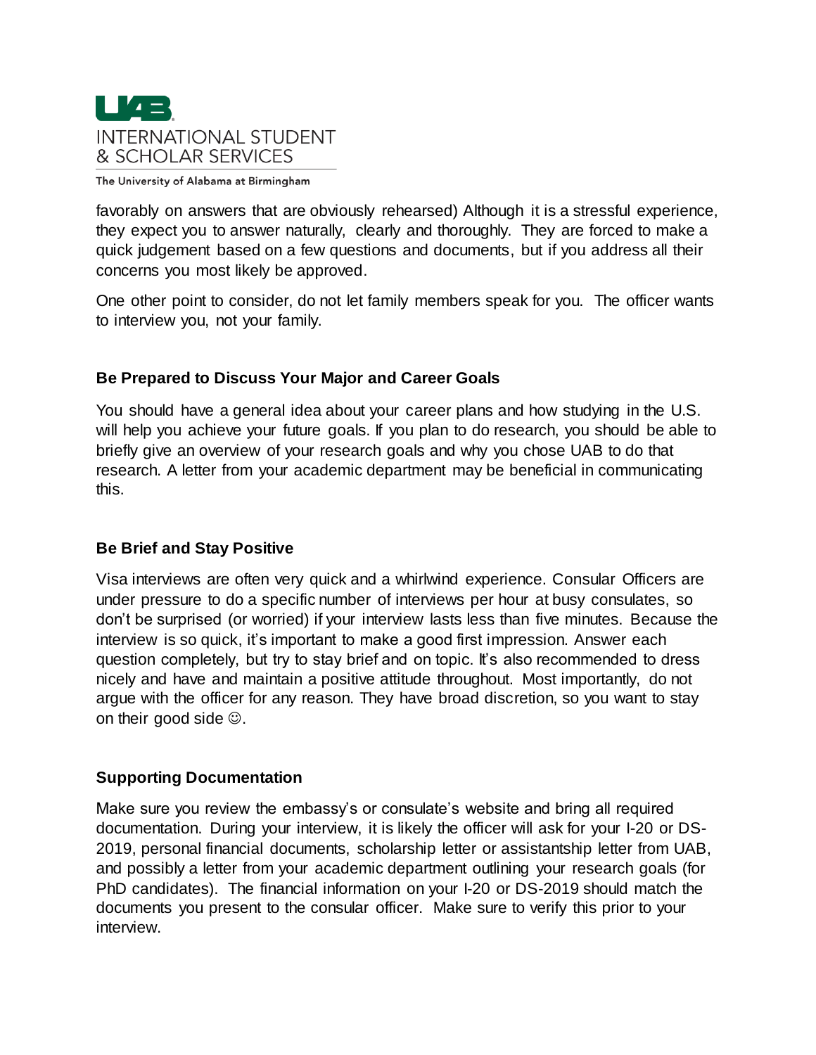favorably on answers that are obviously rehearsed) Although it is a stressful experience, they expect you to answer naturally, clearly and thoroughly. They are forced to make a quick judgement based on a few questions and documents, but if you address all their concerns you most likely be approved.

One other point to consider, do not let family members speak for you. The officer wants to interview you, not your family.

**Be Prepared to Discuss Your Major and Career Goals**

You should have a general idea about your career plans and how studying in the U.S. will help you achieve your future goals. If you plan to do research, you should be able to briefly give an overview of your research goals and why you chose UAB to do that research. A letter from your academic department may be beneficial in communicating this.

**Be Brief and Stay Positive**

Visa interviews are often very quick and a whirlwind experience. Consular Officers are under pressure to do a specific number of interviews per hour at busy consulates, so don't be surprised (or worried) if your interview lasts less than five minutes. Because the interview is so quick, it's important to make a good first impression. Answer each question completely, but try to stay brief and on topic. It's also recommended to dress nicely and have and maintain a positive attitude throughout. Most importantly, do not argue with the officer for any reason. They have broad discretion, so you want to stay on their good side ☺.

**Supporting Documentation**

Make sure you review the embassy's or consulate's website and bring all required documentation. During your interview, it is likely the officer will ask for your I-20 or DS-2019, personal financial documents, scholarship letter or assistantship letter from UAB, and possibly a letter from your academic department outlining your research goals (for PhD candidates). The financial information on your I-20 or DS-2019 should match the documents you present to the consular officer. Make sure to verify this prior to your interview.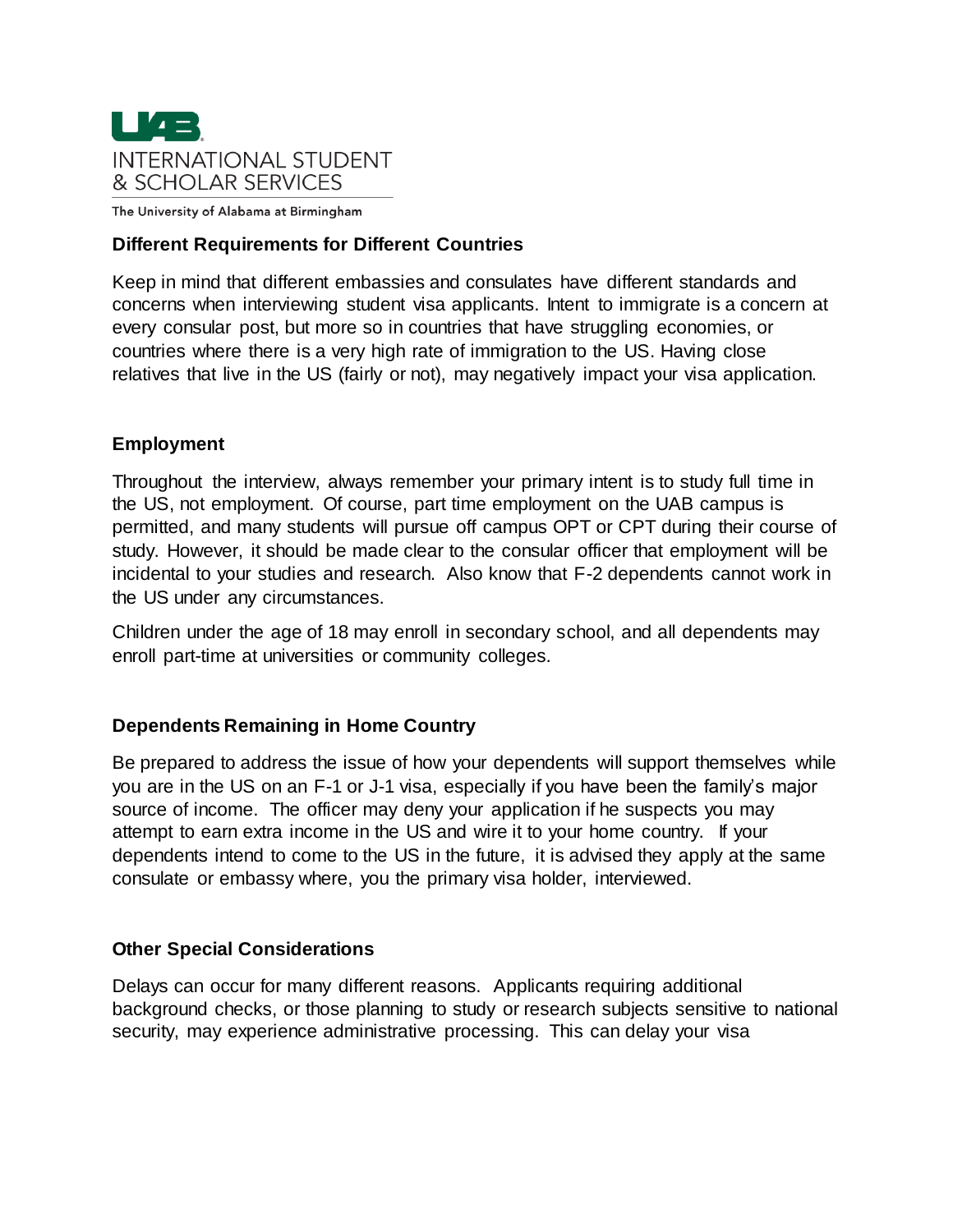UAB INTERNATIONAL STUDENT & SCHOLAR SERVICES

The University of Alabama at Birmingham

**Different Requirements for Different Countries**

Keep in mind that different embassies and consulates have different standards and concerns when interviewing student visa applicants. Intent to immigrate is a concern at every consular post, but more so in countries that have struggling economies, or countries where there is a very high rate of immigration to the US. Having close relatives that live in the US (fairly or not), may negatively impact your visa application.

**Employment**

Throughout the interview, always remember your primary intent is to study full time in the US, not employment. Of course, part time employment on the UAB campus is permitted, and many students will pursue off campus OPT or CPT during their course of study. However, it should be made clear to the consular officer that employment will be incidental to your studies and research. Also know that F-2 dependents cannot work in the US under any circumstances.

Children under the age of 18 may enroll in secondary school, and all dependents may enroll part-time at universities or community colleges.

**Dependents Remaining in Home Country**

Be prepared to address the issue of how your dependents will support themselves while you are in the US on an F-1 or J-1 visa, especially if you have been the family's major source of income. The officer may deny your application if he suspects you may attempt to earn extra income in the US and wire it to your home country. If your dependents intend to come to the US in the future, it is advised they apply at the same consulate or embassy where, you the primary visa holder, interviewed.

**Other Special Considerations**

Delays can occur for many different reasons. Applicants requiring additional background checks, or those planning to study or research subjects sensitive to national security, may experience administrative processing. This can delay your visa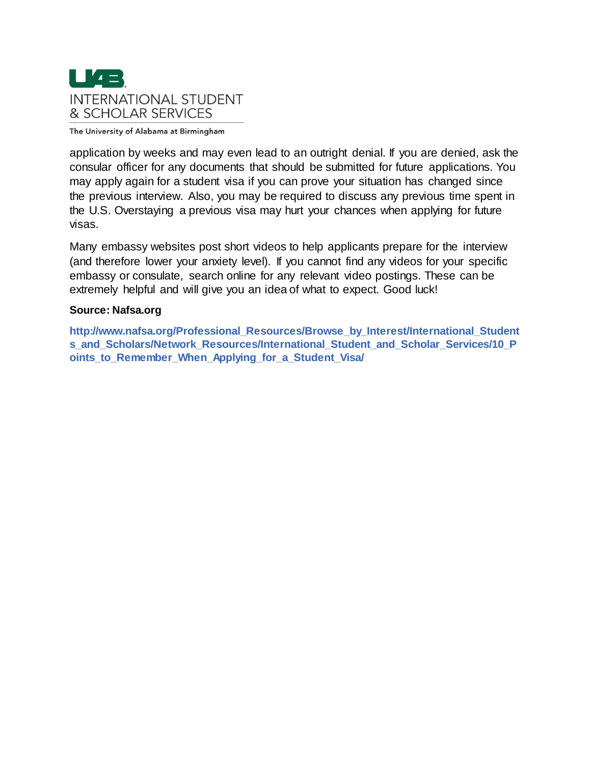application by weeks and may even lead to an outright denial. If you are denied, ask the consular officer for any documents that should be submitted for future applications. You may apply again for a student visa if you can prove your situation has changed since the previous interview. Also, you may be required to discuss any previous time spent in the U.S. Overstaying a previous visa may hurt your chances when applying for future visas.

Many embassy websites post short videos to help applicants prepare for the interview (and therefore lower your anxiety level). If you cannot find any videos for your specific embassy or consulate, search online for any relevant video postings. These can be extremely helpful and will give you an idea of what to expect. Good luck!

**Source: Nafsa.org**

**http://www.nafsa.org/Professional_Resources/Browse_by_Interest/International_Students_and_Scholars/Network_Resources/International_Student_and_Scholar_Services/10_Points_to_Remember_When_Applying_for_a_Student_Visa/**